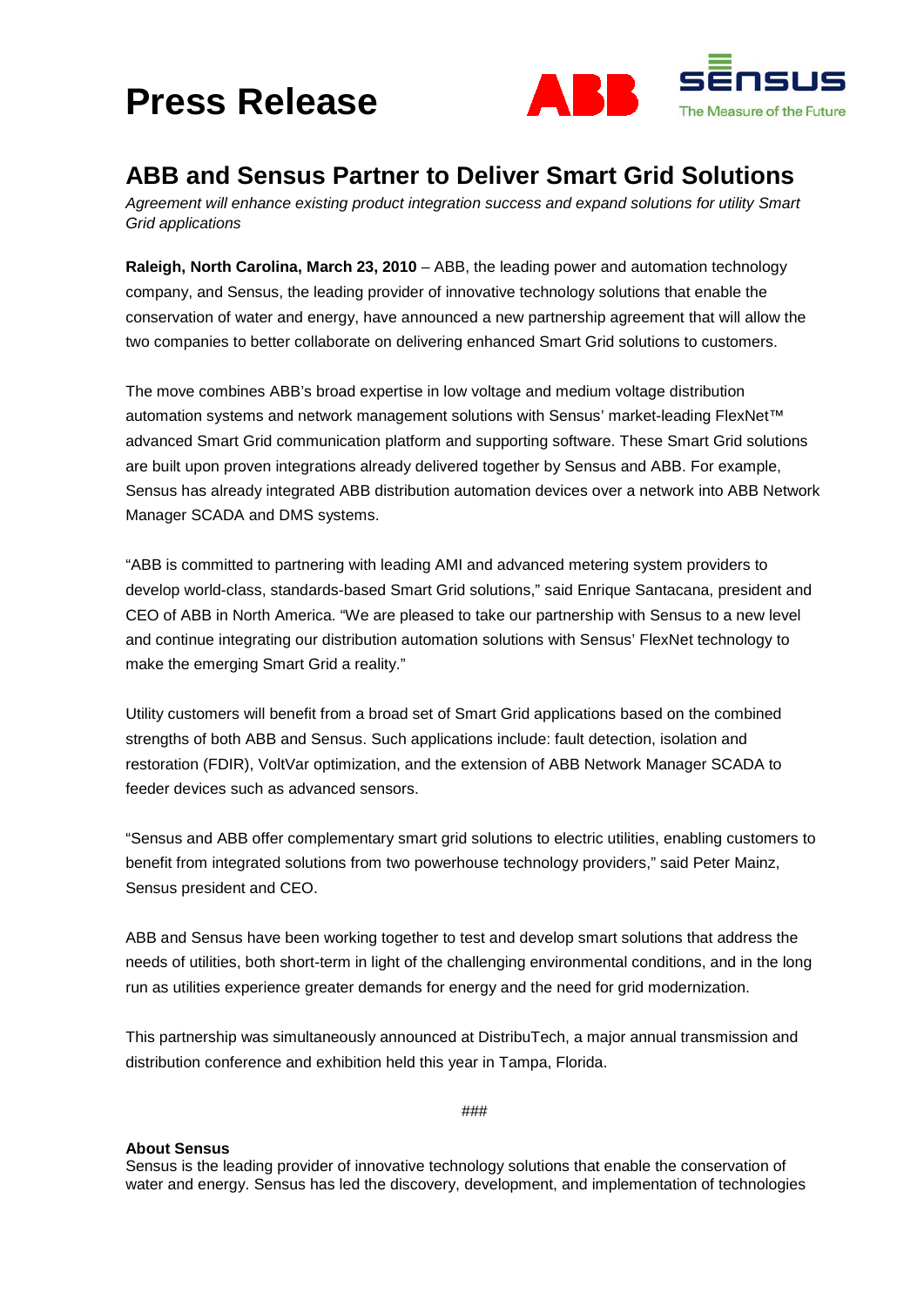# Press Release

## ABB and Sensus Partner to Deliver Smart Grid Solutions

*Agreement will enhance existing product integration success and expand solutions for utility Smart Grid applications*

**Raleigh, North Carolina, March 23, 2010** – ABB, the leading power and automation technology company, and Sensus, the leading provider of innovative technology solutions that enable the conservation of water and energy, have announced a new partnership agreement that will allow the two companies to better collaborate on delivering enhanced Smart Grid solutions to customers.

The move combines ABB's broad expertise in low voltage and medium voltage distribution automation systems and network management solutions with Sensus' market-leading FlexNet™ advanced Smart Grid communication platform and supporting software. These Smart Grid solutions are built upon proven integrations already delivered together by Sensus and ABB. For example, Sensus has already integrated ABB distribution automation devices over a network into ABB Network Manager SCADA and DMS systems.

"ABB is committed to partnering with leading AMI and advanced metering system providers to develop world-class, standards-based Smart Grid solutions," said Enrique Santacana, president and CEO of ABB in North America. "We are pleased to take our partnership with Sensus to a new level and continue integrating our distribution automation solutions with Sensus' FlexNet technology to make the emerging Smart Grid a reality."

Utility customers will benefit from a broad set of Smart Grid applications based on the combined strengths of both ABB and Sensus. Such applications include: fault detection, isolation and restoration (FDIR), VoltVar optimization, and the extension of ABB Network Manager SCADA to feeder devices such as advanced sensors.

"Sensus and ABB offer complementary smart grid solutions to electric utilities, enabling customers to benefit from integrated solutions from two powerhouse technology providers," said Peter Mainz, Sensus president and CEO.

ABB and Sensus have been working together to test and develop smart solutions that address the needs of utilities, both short-term in light of the challenging environmental conditions, and in the long run as utilities experience greater demands for energy and the need for grid modernization.

This partnership was simultaneously announced at DistribuTech, a major annual transmission and distribution conference and exhibition held this year in Tampa, Florida.

###

**About Sensus**

Sensus is the leading provider of innovative technology solutions that enable the conservation of water and energy. Sensus has led the discovery, development, and implementation of technologies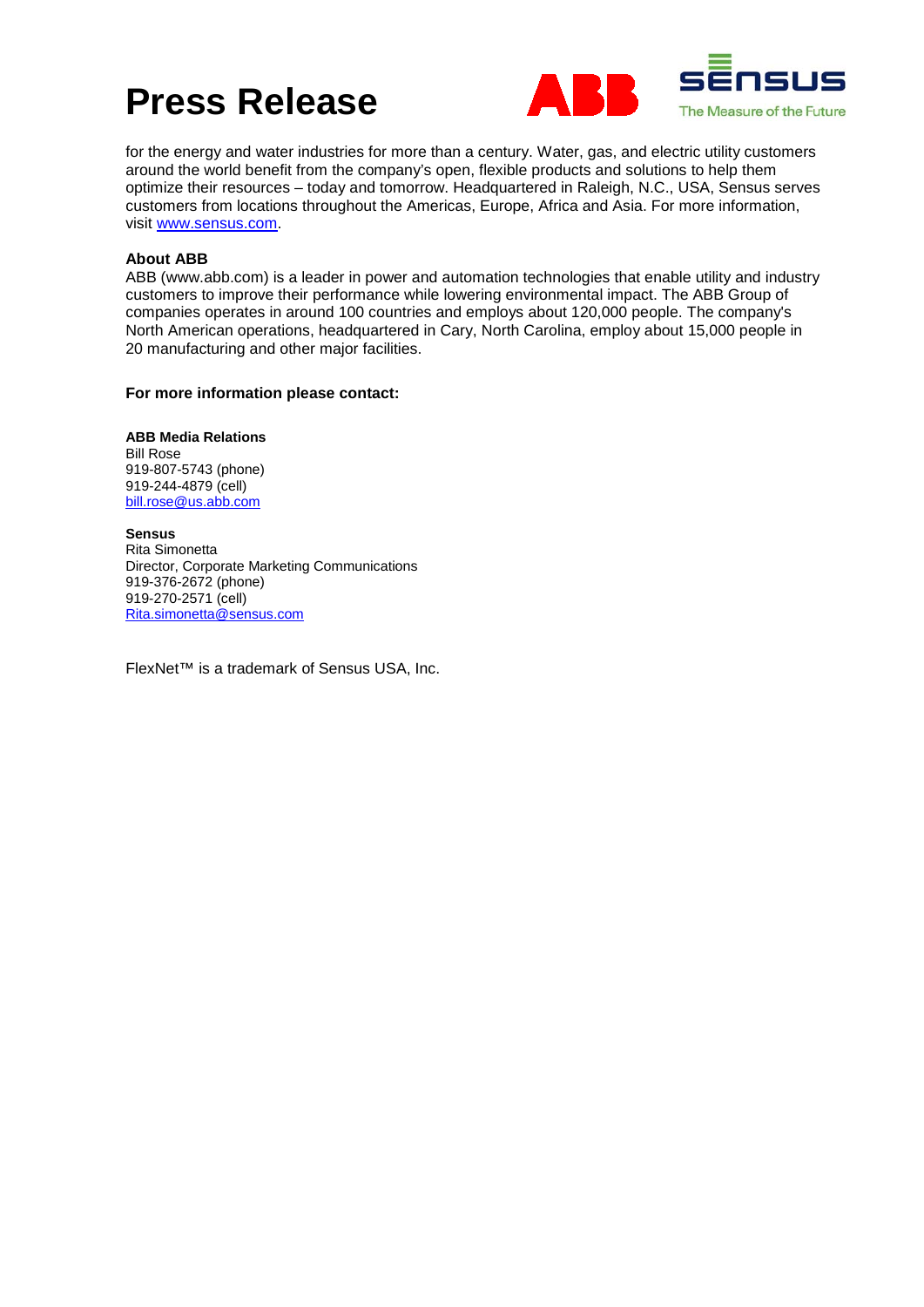for the energy and water industries for more than a century. Water, gas, and electric utility customers around the world benefit from the company's open, flexible products and solutions to help them optimize their resources – today and tomorrow. Headquartered in Raleigh, N.C., USA, Sensus serves customers from locations throughout the Americas, Europe, Africa and Asia. For more information, visit [www.sensus.com](http://www.sensus.com).

**About ABB**

ABB (www.abb.com) is a leader in power and automation technologies that enable utility and industry customers to improve their performance while lowering environmental impact. The ABB Group of companies operates in around 100 countries and employs about 120,000 people. The company's North American operations, headquartered in Cary, North Carolina, employ about 15,000 people in 20 manufacturing and other major facilities.

**For more information please contact:**

**ABB Media Relations**
Bill Rose
919-807-5743 (phone)
919-244-4879 (cell)
[bill.rose@us.abb.com](mailto:bill.rose@us.abb.com)

**Sensus**
Rita Simonetta
Director, Corporate Marketing Communications
919-376-2672 (phone)
919-270-2571 (cell)
[Rita.simonetta@sensus.com](mailto:Rita.simonetta@sensus.com)

FlexNet™ is a trademark of Sensus USA, Inc.